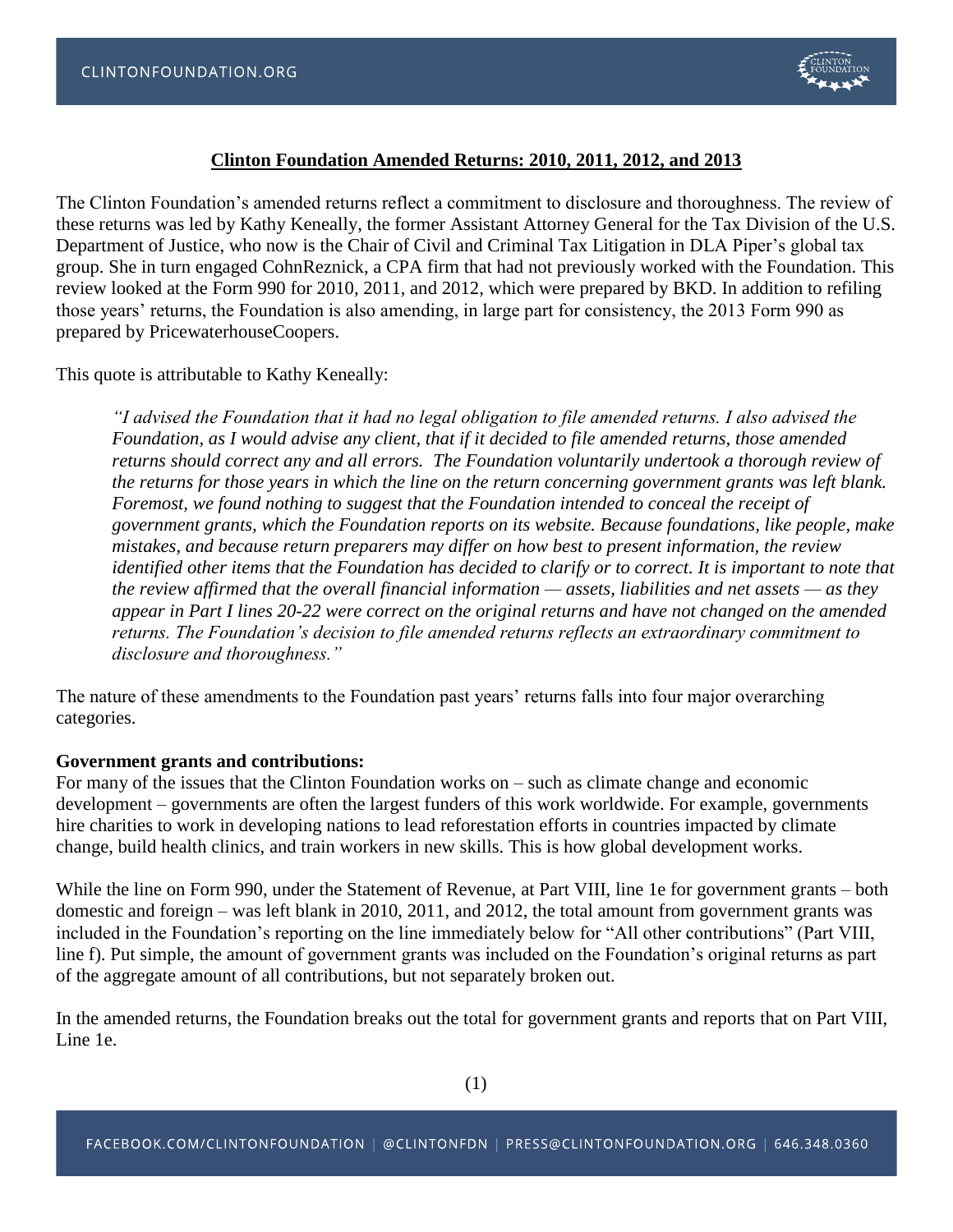# Clinton Foundation Amended Returns: 2010, 2011, 2012, and 2013

The Clinton Foundation's amended returns reflect a commitment to disclosure and thoroughness. The review of these returns was led by Kathy Keneally, the former Assistant Attorney General for the Tax Division of the U.S. Department of Justice, who now is the Chair of Civil and Criminal Tax Litigation in DLA Piper's global tax group. She in turn engaged CohnReznick, a CPA firm that had not previously worked with the Foundation. This review looked at the Form 990 for 2010, 2011, and 2012, which were prepared by BKD. In addition to refiling those years' returns, the Foundation is also amending, in large part for consistency, the 2013 Form 990 as prepared by PricewaterhouseCoopers.

This quote is attributable to Kathy Keneally:

> *"I advised the Foundation that it had no legal obligation to file amended returns. I also advised the Foundation, as I would advise any client, that if it decided to file amended returns, those amended returns should correct any and all errors. The Foundation voluntarily undertook a thorough review of the returns for those years in which the line on the return concerning government grants was left blank. Foremost, we found nothing to suggest that the Foundation intended to conceal the receipt of government grants, which the Foundation reports on its website. Because foundations, like people, make mistakes, and because return preparers may differ on how best to present information, the review identified other items that the Foundation has decided to clarify or to correct. It is important to note that the review affirmed that the overall financial information — assets, liabilities and net assets — as they appear in Part I lines 20-22 were correct on the original returns and have not changed on the amended returns. The Foundation's decision to file amended returns reflects an extraordinary commitment to disclosure and thoroughness."*

The nature of these amendments to the Foundation past years' returns falls into four major overarching categories.

**Government grants and contributions:**
For many of the issues that the Clinton Foundation works on – such as climate change and economic development – governments are often the largest funders of this work worldwide. For example, governments hire charities to work in developing nations to lead reforestation efforts in countries impacted by climate change, build health clinics, and train workers in new skills. This is how global development works.

While the line on Form 990, under the Statement of Revenue, at Part VIII, line 1e for government grants – both domestic and foreign – was left blank in 2010, 2011, and 2012, the total amount from government grants was included in the Foundation's reporting on the line immediately below for "All other contributions" (Part VIII, line f). Put simple, the amount of government grants was included on the Foundation's original returns as part of the aggregate amount of all contributions, but not separately broken out.

In the amended returns, the Foundation breaks out the total for government grants and reports that on Part VIII, Line 1e.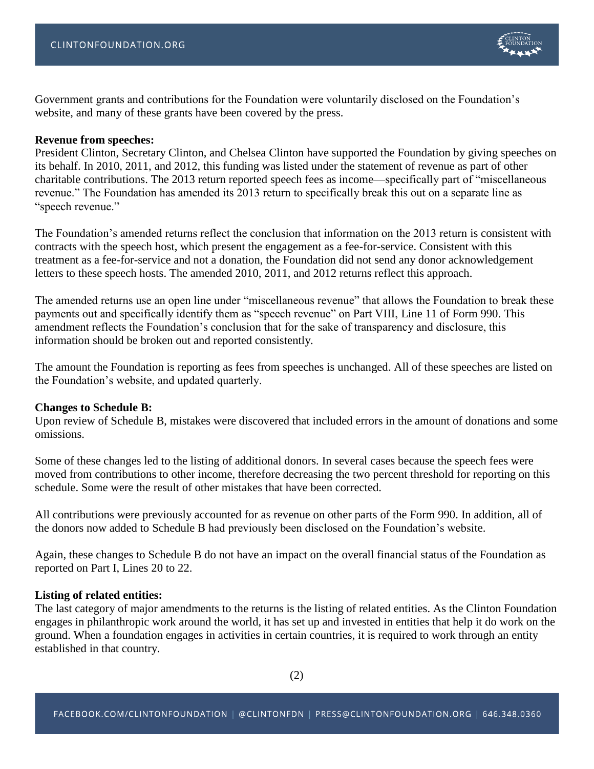Government grants and contributions for the Foundation were voluntarily disclosed on the Foundation's website, and many of these grants have been covered by the press.

**Revenue from speeches:**

President Clinton, Secretary Clinton, and Chelsea Clinton have supported the Foundation by giving speeches on its behalf. In 2010, 2011, and 2012, this funding was listed under the statement of revenue as part of other charitable contributions. The 2013 return reported speech fees as income—specifically part of "miscellaneous revenue." The Foundation has amended its 2013 return to specifically break this out on a separate line as "speech revenue."

The Foundation's amended returns reflect the conclusion that information on the 2013 return is consistent with contracts with the speech host, which present the engagement as a fee-for-service. Consistent with this treatment as a fee-for-service and not a donation, the Foundation did not send any donor acknowledgement letters to these speech hosts. The amended 2010, 2011, and 2012 returns reflect this approach.

The amended returns use an open line under "miscellaneous revenue" that allows the Foundation to break these payments out and specifically identify them as "speech revenue" on Part VIII, Line 11 of Form 990. This amendment reflects the Foundation's conclusion that for the sake of transparency and disclosure, this information should be broken out and reported consistently.

The amount the Foundation is reporting as fees from speeches is unchanged. All of these speeches are listed on the Foundation's website, and updated quarterly.

**Changes to Schedule B:**

Upon review of Schedule B, mistakes were discovered that included errors in the amount of donations and some omissions.

Some of these changes led to the listing of additional donors. In several cases because the speech fees were moved from contributions to other income, therefore decreasing the two percent threshold for reporting on this schedule. Some were the result of other mistakes that have been corrected.

All contributions were previously accounted for as revenue on other parts of the Form 990. In addition, all of the donors now added to Schedule B had previously been disclosed on the Foundation's website.

Again, these changes to Schedule B do not have an impact on the overall financial status of the Foundation as reported on Part I, Lines 20 to 22.

**Listing of related entities:**

The last category of major amendments to the returns is the listing of related entities. As the Clinton Foundation engages in philanthropic work around the world, it has set up and invested in entities that help it do work on the ground. When a foundation engages in activities in certain countries, it is required to work through an entity established in that country.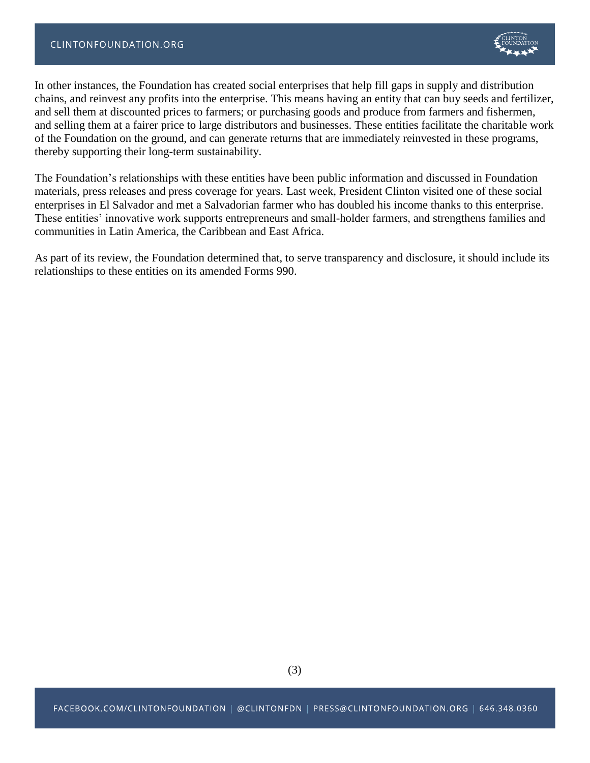In other instances, the Foundation has created social enterprises that help fill gaps in supply and distribution chains, and reinvest any profits into the enterprise. This means having an entity that can buy seeds and fertilizer, and sell them at discounted prices to farmers; or purchasing goods and produce from farmers and fishermen, and selling them at a fairer price to large distributors and businesses. These entities facilitate the charitable work of the Foundation on the ground, and can generate returns that are immediately reinvested in these programs, thereby supporting their long-term sustainability.

The Foundation's relationships with these entities have been public information and discussed in Foundation materials, press releases and press coverage for years. Last week, President Clinton visited one of these social enterprises in El Salvador and met a Salvadorian farmer who has doubled his income thanks to this enterprise. These entities' innovative work supports entrepreneurs and small-holder farmers, and strengthens families and communities in Latin America, the Caribbean and East Africa.

As part of its review, the Foundation determined that, to serve transparency and disclosure, it should include its relationships to these entities on its amended Forms 990.